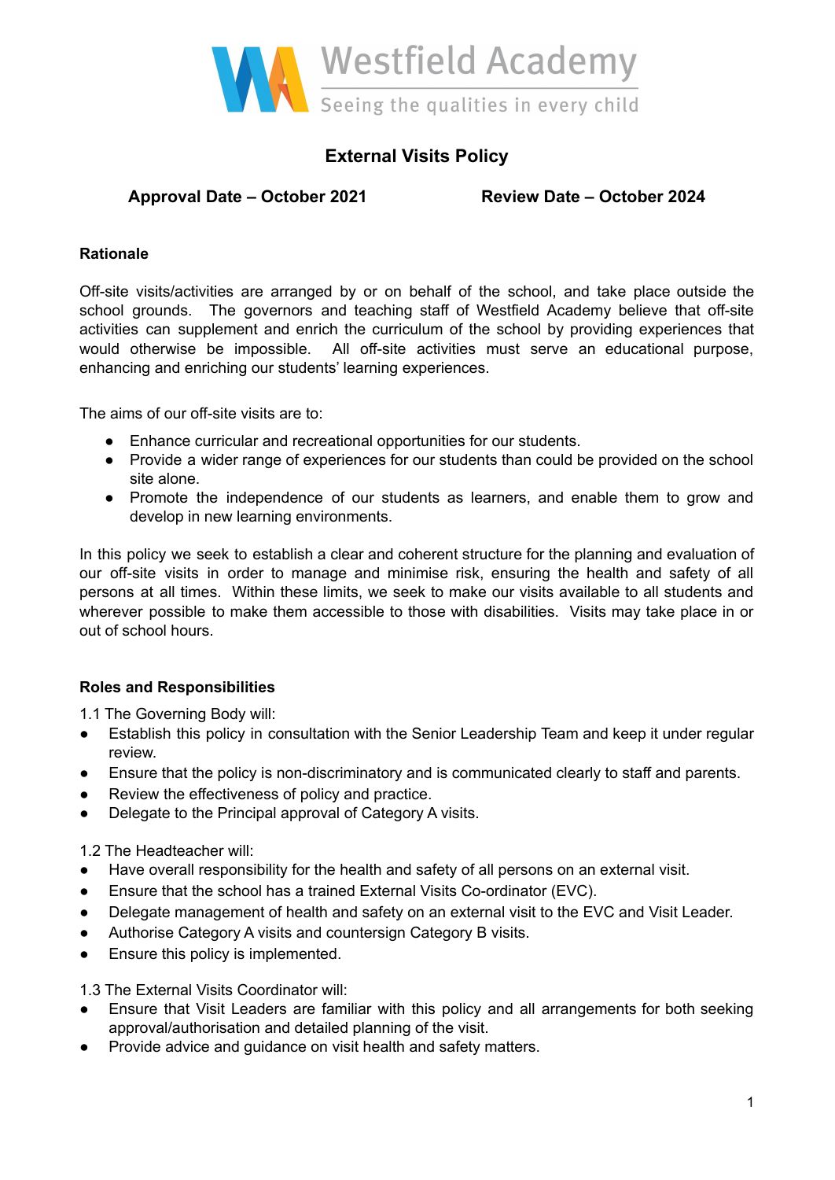Westfield Academy

Seeing the qualities in every child

# External Visits Policy

**Approval Date – October 2021** **Review Date – October 2024**

## Rationale

Off-site visits/activities are arranged by or on behalf of the school, and take place outside the school grounds. The governors and teaching staff of Westfield Academy believe that off-site activities can supplement and enrich the curriculum of the school by providing experiences that would otherwise be impossible. All off-site activities must serve an educational purpose, enhancing and enriching our students' learning experiences.

The aims of our off-site visits are to:

- Enhance curricular and recreational opportunities for our students.
- Provide a wider range of experiences for our students than could be provided on the school site alone.
- Promote the independence of our students as learners, and enable them to grow and develop in new learning environments.

In this policy we seek to establish a clear and coherent structure for the planning and evaluation of our off-site visits in order to manage and minimise risk, ensuring the health and safety of all persons at all times. Within these limits, we seek to make our visits available to all students and wherever possible to make them accessible to those with disabilities. Visits may take place in or out of school hours.

## Roles and Responsibilities

1.1 The Governing Body will:

- Establish this policy in consultation with the Senior Leadership Team and keep it under regular review.
- Ensure that the policy is non-discriminatory and is communicated clearly to staff and parents.
- Review the effectiveness of policy and practice.
- Delegate to the Principal approval of Category A visits.

1.2 The Headteacher will:

- Have overall responsibility for the health and safety of all persons on an external visit.
- Ensure that the school has a trained External Visits Co-ordinator (EVC).
- Delegate management of health and safety on an external visit to the EVC and Visit Leader.
- Authorise Category A visits and countersign Category B visits.
- Ensure this policy is implemented.

1.3 The External Visits Coordinator will:

- Ensure that Visit Leaders are familiar with this policy and all arrangements for both seeking approval/authorisation and detailed planning of the visit.
- Provide advice and guidance on visit health and safety matters.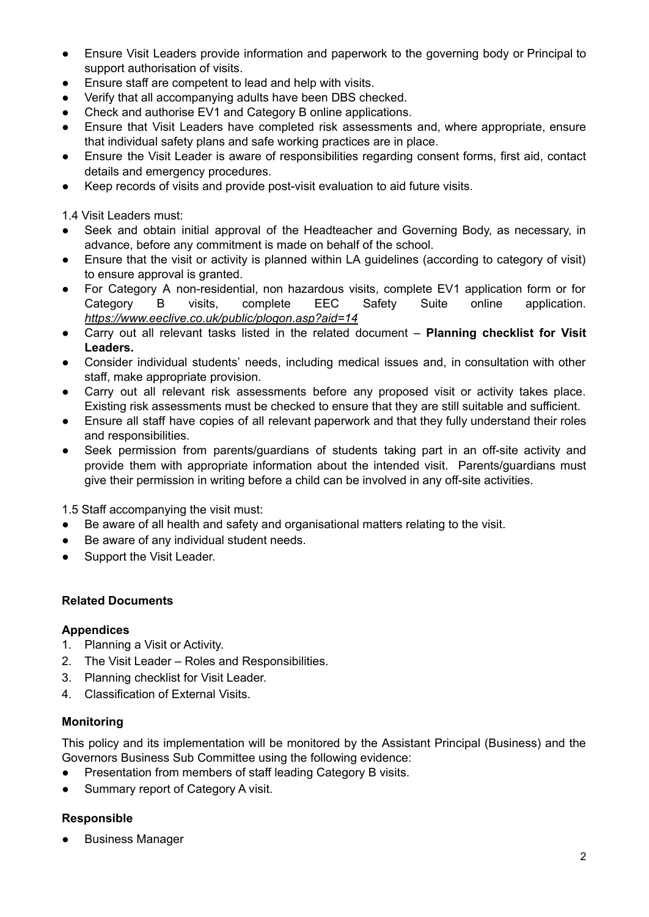- Ensure Visit Leaders provide information and paperwork to the governing body or Principal to support authorisation of visits.
- Ensure staff are competent to lead and help with visits.
- Verify that all accompanying adults have been DBS checked.
- Check and authorise EV1 and Category B online applications.
- Ensure that Visit Leaders have completed risk assessments and, where appropriate, ensure that individual safety plans and safe working practices are in place.
- Ensure the Visit Leader is aware of responsibilities regarding consent forms, first aid, contact details and emergency procedures.
- Keep records of visits and provide post-visit evaluation to aid future visits.

1.4 Visit Leaders must:

- Seek and obtain initial approval of the Headteacher and Governing Body, as necessary, in advance, before any commitment is made on behalf of the school.
- Ensure that the visit or activity is planned within LA guidelines (according to category of visit) to ensure approval is granted.
- For Category A non-residential, non hazardous visits, complete EV1 application form or for Category B visits, complete EEC Safety Suite online application. *https://www.eeclive.co.uk/public/plogon.asp?aid=14*
- Carry out all relevant tasks listed in the related document – **Planning checklist for Visit Leaders.**
- Consider individual students' needs, including medical issues and, in consultation with other staff, make appropriate provision.
- Carry out all relevant risk assessments before any proposed visit or activity takes place. Existing risk assessments must be checked to ensure that they are still suitable and sufficient.
- Ensure all staff have copies of all relevant paperwork and that they fully understand their roles and responsibilities.
- Seek permission from parents/guardians of students taking part in an off-site activity and provide them with appropriate information about the intended visit. Parents/guardians must give their permission in writing before a child can be involved in any off-site activities.

1.5 Staff accompanying the visit must:

- Be aware of all health and safety and organisational matters relating to the visit.
- Be aware of any individual student needs.
- Support the Visit Leader.

**Related Documents**

**Appendices**

1. Planning a Visit or Activity.
2. The Visit Leader – Roles and Responsibilities.
3. Planning checklist for Visit Leader.
4. Classification of External Visits.

**Monitoring**

This policy and its implementation will be monitored by the Assistant Principal (Business) and the Governors Business Sub Committee using the following evidence:

- Presentation from members of staff leading Category B visits.
- Summary report of Category A visit.

**Responsible**

- Business Manager